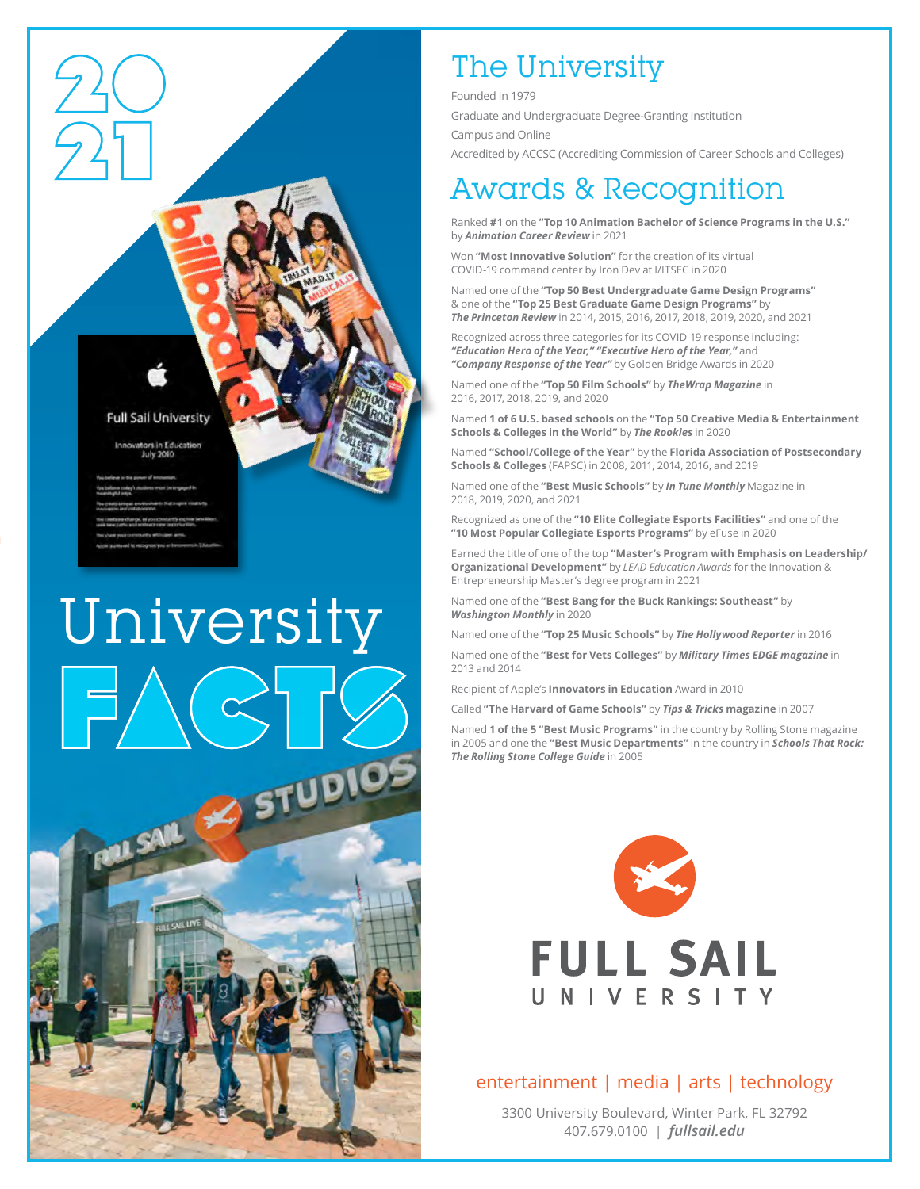# 2021 University FACTS

## The University

Founded in 1979

Graduate and Undergraduate Degree-Granting Institution

Campus and Online

Accredited by ACCSC (Accrediting Commission of Career Schools and Colleges)

## Awards & Recognition

Ranked **#1** on the **"Top 10 Animation Bachelor of Science Programs in the U.S."** by ***Animation Career Review*** in 2021

Won **"Most Innovative Solution"** for the creation of its virtual COVID-19 command center by Iron Dev at I/ITSEC in 2020

Named one of the **"Top 50 Best Undergraduate Game Design Programs"** & one of the **"Top 25 Best Graduate Game Design Programs"** by ***The Princeton Review*** in 2014, 2015, 2016, 2017, 2018, 2019, 2020, and 2021

Recognized across three categories for its COVID-19 response including: ***"Education Hero of the Year," "Executive Hero of the Year,"*** and ***"Company Response of the Year"*** by Golden Bridge Awards in 2020

Named one of the **"Top 50 Film Schools"** by ***TheWrap Magazine*** in 2016, 2017, 2018, 2019, and 2020

Named **1 of 6 U.S. based schools** on the **"Top 50 Creative Media & Entertainment Schools & Colleges in the World"** by ***The Rookies*** in 2020

Named **"School/College of the Year"** by the **Florida Association of Postsecondary Schools & Colleges** (FAPSC) in 2008, 2011, 2014, 2016, and 2019

Named one of the **"Best Music Schools"** by ***In Tune Monthly*** Magazine in 2018, 2019, 2020, and 2021

Recognized as one of the **"10 Elite Collegiate Esports Facilities"** and one of the **"10 Most Popular Collegiate Esports Programs"** by eFuse in 2020

Earned the title of one of the top **"Master's Program with Emphasis on Leadership/ Organizational Development"** by *LEAD Education Awards* for the Innovation & Entrepreneurship Master's degree program in 2021

Named one of the **"Best Bang for the Buck Rankings: Southeast"** by ***Washington Monthly*** in 2020

Named one of the **"Top 25 Music Schools"** by ***The Hollywood Reporter*** in 2016

Named one of the **"Best for Vets Colleges"** by ***Military Times EDGE magazine*** in 2013 and 2014

Recipient of Apple's **Innovators in Education** Award in 2010

Called **"The Harvard of Game Schools"** by ***Tips & Tricks*** **magazine** in 2007

Named **1 of the 5 "Best Music Programs"** in the country by Rolling Stone magazine in 2005 and one the **"Best Music Departments"** in the country in ***Schools That Rock: The Rolling Stone College Guide*** in 2005

**FULL SAIL UNIVERSITY**

entertainment | media | arts | technology

3300 University Boulevard, Winter Park, FL 32792
407.679.0100 | ***fullsail.edu***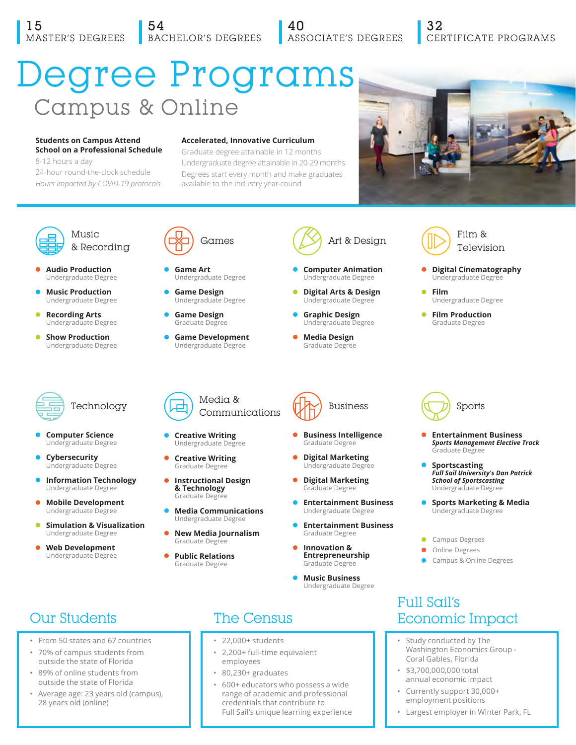**15** MASTER'S DEGREES | **54** BACHELOR'S DEGREES | **40** ASSOCIATE'S DEGREES | **32** CERTIFICATE PROGRAMS

# Degree Programs

## Campus & Online

**Students on Campus Attend School on a Professional Schedule**

8-12 hours a day

24-hour round-the-clock schedule

*Hours impacted by COVID-19 protocols*

**Accelerated, Innovative Curriculum**

Graduate degree attainable in 12 months

Undergraduate degree attainable in 20-29 months

Degrees start every month and make graduates available to the industry year-round

### Music & Recording

- **Audio Production** — Undergraduate Degree
- **Music Production** — Undergraduate Degree
- **Recording Arts** — Undergraduate Degree
- **Show Production** — Undergraduate Degree

### Games

- **Game Art** — Undergraduate Degree
- **Game Design** — Undergraduate Degree
- **Game Design** — Graduate Degree
- **Game Development** — Undergraduate Degree

### Art & Design

- **Computer Animation** — Undergraduate Degree
- **Digital Arts & Design** — Undergraduate Degree
- **Graphic Design** — Undergraduate Degree
- **Media Design** — Graduate Degree

### Film & Television

- **Digital Cinematography** — Undergraduate Degree
- **Film** — Undergraduate Degree
- **Film Production** — Graduate Degree

### Technology

- **Computer Science** — Undergraduate Degree
- **Cybersecurity** — Undergraduate Degree
- **Information Technology** — Undergraduate Degree
- **Mobile Development** — Undergraduate Degree
- **Simulation & Visualization** — Undergraduate Degree
- **Web Development** — Undergraduate Degree

### Media & Communications

- **Creative Writing** — Undergraduate Degree
- **Creative Writing** — Graduate Degree
- **Instructional Design & Technology** — Graduate Degree
- **Media Communications** — Undergraduate Degree
- **New Media Journalism** — Graduate Degree
- **Public Relations** — Graduate Degree

### Business

- **Business Intelligence** — Graduate Degree
- **Digital Marketing** — Undergraduate Degree
- **Digital Marketing** — Graduate Degree
- **Entertainment Business** — Undergraduate Degree
- **Entertainment Business** — Graduate Degree
- **Innovation & Entrepreneurship** — Graduate Degree
- **Music Business** — Undergraduate Degree

### Sports

- **Entertainment Business** — ***Sports Management Elective Track*** — Graduate Degree
- **Sportscasting** — ***Full Sail University's Dan Patrick School of Sportscasting*** — Undergraduate Degree
- **Sports Marketing & Media** — Undergraduate Degree

Key:
- Campus Degrees
- Online Degrees
- Campus & Online Degrees

## Our Students

- From 50 states and 67 countries
- 70% of campus students from outside the state of Florida
- 89% of online students from outside the state of Florida
- Average age: 23 years old (campus), 28 years old (online)

## The Census

- 22,000+ students
- 2,200+ full-time equivalent employees
- 80,230+ graduates
- 600+ educators who possess a wide range of academic and professional credentials that contribute to Full Sail's unique learning experience

## Full Sail's Economic Impact

- Study conducted by The Washington Economics Group - Coral Gables, Florida
- $3,700,000,000 total annual economic impact
- Currently support 30,000+ employment positions
- Largest employer in Winter Park, FL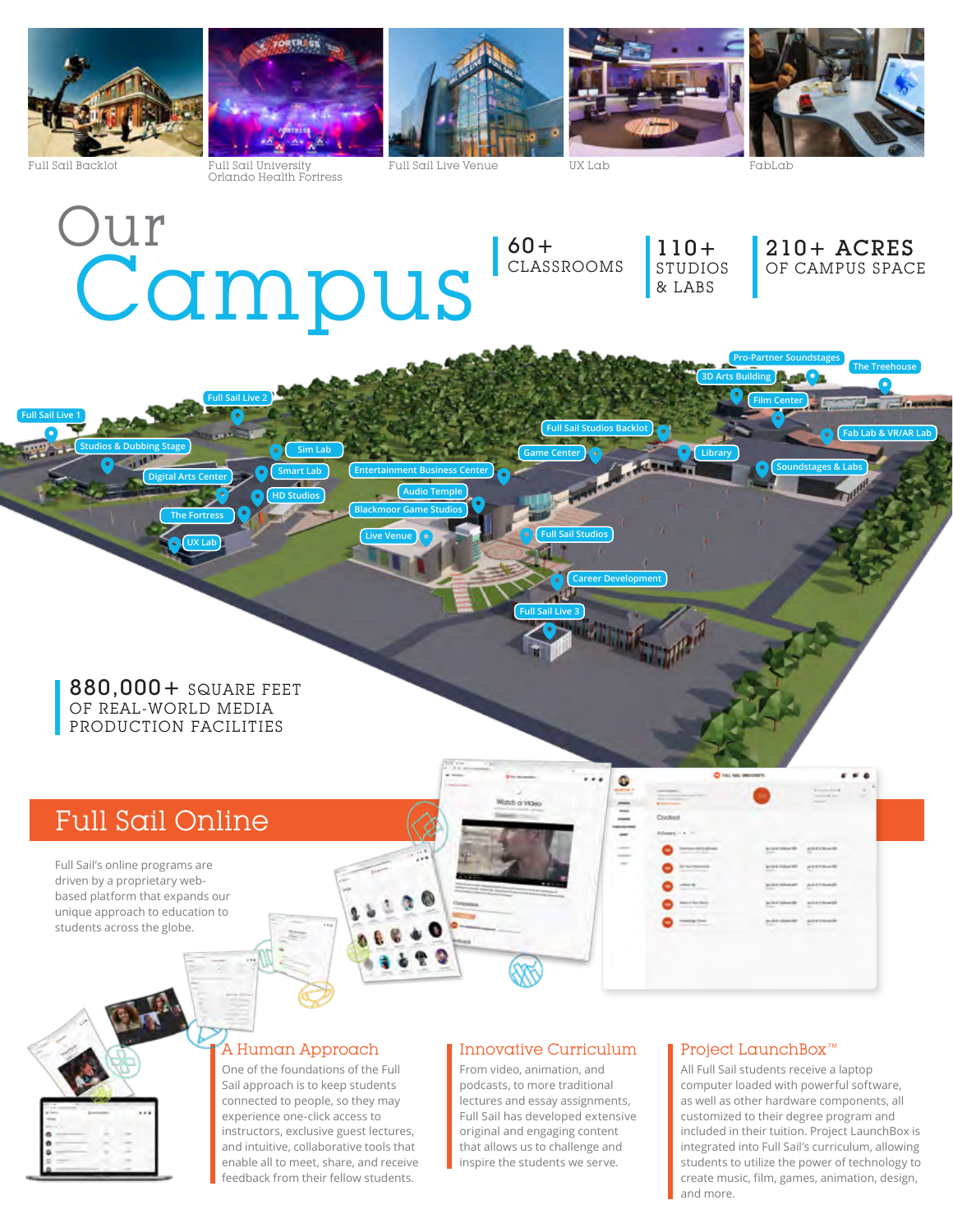Full Sail Backlot

Full Sail University Orlando Health Fortress

Full Sail Live Venue

UX Lab

FabLab

# Our Campus

**60+** CLASSROOMS

**110+** STUDIOS & LABS

**210+ ACRES** OF CAMPUS SPACE

Pro-Partner Soundstages

The Treehouse

3D Arts Building

Film Center

Fab Lab & VR/AR Lab

Full Sail Live 1

Full Sail Live 2

Full Sail Studios Backlot

Studios & Dubbing Stage

Sim Lab

Game Center

Library

Digital Arts Center

Smart Lab

Entertainment Business Center

Soundstages & Labs

HD Studios

Audio Temple

The Fortress

Blackmoor Game Studios

UX Lab

Live Venue

Full Sail Studios

Career Development

Full Sail Live 3

**880,000+** SQUARE FEET OF REAL-WORLD MEDIA PRODUCTION FACILITIES

## Full Sail Online

Full Sail's online programs are driven by a proprietary web-based platform that expands our unique approach to education to students across the globe.

### A Human Approach

One of the foundations of the Full Sail approach is to keep students connected to people, so they may experience one-click access to instructors, exclusive guest lectures, and intuitive, collaborative tools that enable all to meet, share, and receive feedback from their fellow students.

### Innovative Curriculum

From video, animation, and podcasts, to more traditional lectures and essay assignments, Full Sail has developed extensive original and engaging content that allows us to challenge and inspire the students we serve.

### Project LaunchBox™

All Full Sail students receive a laptop computer loaded with powerful software, as well as other hardware components, all customized to their degree program and included in their tuition. Project LaunchBox is integrated into Full Sail's curriculum, allowing students to utilize the power of technology to create music, film, games, animation, design, and more.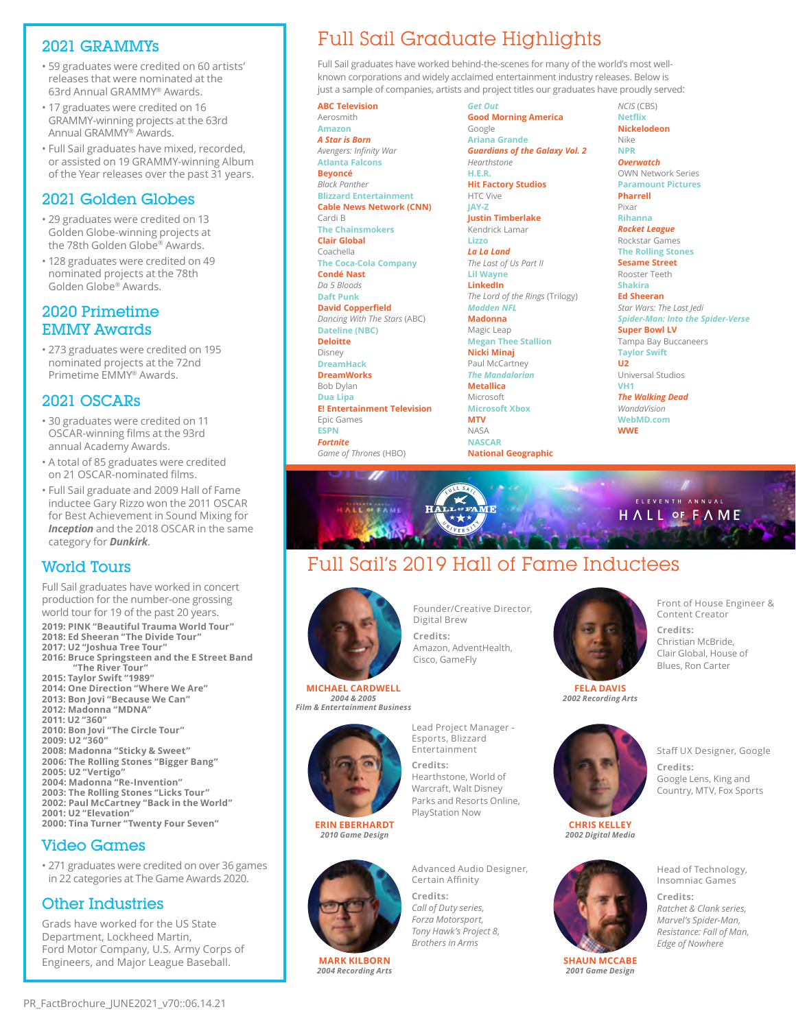## 2021 GRAMMYs

- 59 graduates were credited on 60 artists' releases that were nominated at the 63rd Annual GRAMMY® Awards.
- 17 graduates were credited on 16 GRAMMY-winning projects at the 63rd Annual GRAMMY® Awards.
- Full Sail graduates have mixed, recorded, or assisted on 19 GRAMMY-winning Album of the Year releases over the past 31 years.

## 2021 Golden Globes

- 29 graduates were credited on 13 Golden Globe-winning projects at the 78th Golden Globe® Awards.
- 128 graduates were credited on 49 nominated projects at the 78th Golden Globe® Awards.

## 2020 Primetime EMMY Awards

- 273 graduates were credited on 195 nominated projects at the 72nd Primetime EMMY® Awards.

## 2021 OSCARs

- 30 graduates were credited on 11 OSCAR-winning films at the 93rd annual Academy Awards.
- A total of 85 graduates were credited on 21 OSCAR-nominated films.
- Full Sail graduate and 2009 Hall of Fame inductee Gary Rizzo won the 2011 OSCAR for Best Achievement in Sound Mixing for ***Inception*** and the 2018 OSCAR in the same category for ***Dunkirk***.

## World Tours

Full Sail graduates have worked in concert production for the number-one grossing world tour for 19 of the past 20 years.

**2019: PINK "Beautiful Trauma World Tour"**
**2018: Ed Sheeran "The Divide Tour"**
**2017: U2 "Joshua Tree Tour"**
**2016: Bruce Springsteen and the E Street Band "The River Tour"**
**2015: Taylor Swift "1989"**
**2014: One Direction "Where We Are"**
**2013: Bon Jovi "Because We Can"**
**2012: Madonna "MDNA"**
**2011: U2 "360"**
**2010: Bon Jovi "The Circle Tour"**
**2009: U2 "360"**
**2008: Madonna "Sticky & Sweet"**
**2006: The Rolling Stones "Bigger Bang"**
**2005: U2 "Vertigo"**
**2004: Madonna "Re-Invention"**
**2003: The Rolling Stones "Licks Tour"**
**2002: Paul McCartney "Back in the World"**
**2001: U2 "Elevation"**
**2000: Tina Turner "Twenty Four Seven"**

## Video Games

- 271 graduates were credited on over 36 games in 22 categories at The Game Awards 2020.

## Other Industries

Grads have worked for the US State Department, Lockheed Martin, Ford Motor Company, U.S. Army Corps of Engineers, and Major League Baseball.

# Full Sail Graduate Highlights

Full Sail graduates have worked behind-the-scenes for many of the world's most well-known corporations and widely acclaimed entertainment industry releases. Below is just a sample of companies, artists and project titles our graduates have proudly served:

**ABC Television**
Aerosmith
**Amazon**
***A Star is Born***
*Avengers: Infinity War*
**Atlanta Falcons**
**Beyoncé**
*Black Panther*
**Blizzard Entertainment**
**Cable News Network (CNN)**
Cardi B
**The Chainsmokers**
**Clair Global**
Coachella
**The Coca-Cola Company**
**Condé Nast**
*Da 5 Bloods*
**Daft Punk**
**David Copperfield**
*Dancing With The Stars* (ABC)
**Dateline (NBC)**
**Deloitte**
Disney
**DreamHack**
**DreamWorks**
Bob Dylan
**Dua Lipa**
**E! Entertainment Television**
Epic Games
**ESPN**
***Fortnite***
*Game of Thrones* (HBO)
***Get Out***
**Good Morning America**
Google
**Ariana Grande**
***Guardians of the Galaxy Vol. 2***
*Hearthstone*
**H.E.R.**
**Hit Factory Studios**
HTC Vive
**JAY-Z**
**Justin Timberlake**
Kendrick Lamar
**Lizzo**
***La La Land***
*The Last of Us Part II*
**Lil Wayne**
**LinkedIn**
*The Lord of the Rings* (Trilogy)
***Madden NFL***
**Madonna**
Magic Leap
**Megan Thee Stallion**
**Nicki Minaj**
Paul McCartney
***The Mandalorian***
**Metallica**
Microsoft
**Microsoft Xbox**
**MTV**
NASA
**NASCAR**
**National Geographic**
*NCIS* (CBS)
**Netflix**
**Nickelodeon**
Nike
**NPR**
***Overwatch***
OWN Network Series
**Paramount Pictures**
**Pharrell**
Pixar
**Rihanna**
***Rocket League***
Rockstar Games
**The Rolling Stones**
**Sesame Street**
Rooster Teeth
**Shakira**
**Ed Sheeran**
*Star Wars: The Last Jedi*
***Spider-Man: Into the Spider-Verse***
**Super Bowl LV**
Tampa Bay Buccaneers
**Taylor Swift**
**U2**
Universal Studios
**VH1**
***The Walking Dead***
*WandaVision*
**WebMD.com**
**WWE**

Eleventh Annual Hall of Fame

# Full Sail's 2019 Hall of Fame Inductees

**MICHAEL CARDWELL**
***2004 & 2005 Film & Entertainment Business***
Founder/Creative Director, Digital Brew
Credits: Amazon, AdventHealth, Cisco, GameFly

**FELA DAVIS**
***2002 Recording Arts***
Front of House Engineer & Content Creator
Credits: Christian McBride, Clair Global, House of Blues, Ron Carter

**ERIN EBERHARDT**
***2010 Game Design***
Lead Project Manager - Esports, Blizzard Entertainment
Credits: Hearthstone, World of Warcraft, Walt Disney Parks and Resorts Online, PlayStation Now

**CHRIS KELLEY**
***2002 Digital Media***
Staff UX Designer, Google
Credits: Google Lens, King and Country, MTV, Fox Sports

**MARK KILBORN**
***2004 Recording Arts***
Advanced Audio Designer, Certain Affinity
Credits: *Call of Duty series, Forza Motorsport, Tony Hawk's Project 8, Brothers in Arms*

**SHAUN MCCABE**
***2001 Game Design***
Head of Technology, Insomniac Games
Credits: *Ratchet & Clank series, Marvel's Spider-Man, Resistance: Fall of Man, Edge of Nowhere*

PR_FactBrochure_JUNE2021_v70::06.14.21